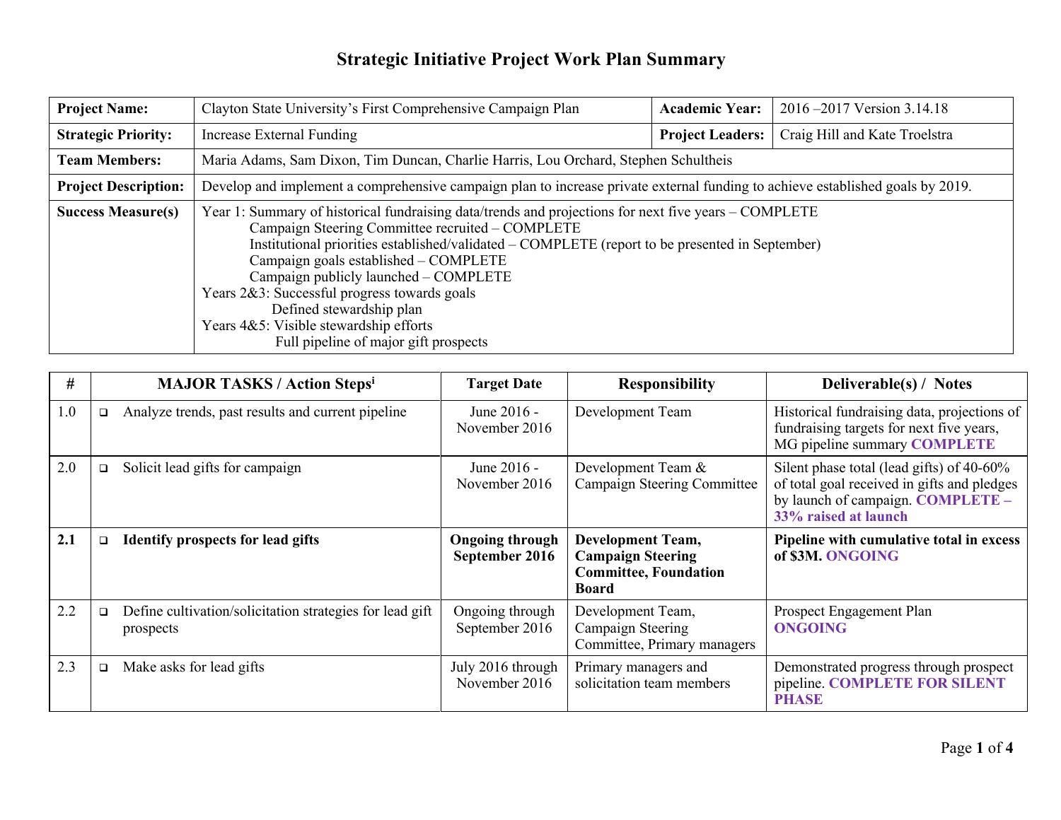# Strategic Initiative Project Work Plan Summary

| | | | |
|---|---|---|---|
| **Project Name:** | Clayton State University's First Comprehensive Campaign Plan | **Academic Year:** | 2016 –2017 Version 3.14.18 |
| **Strategic Priority:** | Increase External Funding | **Project Leaders:** | Craig Hill and Kate Troelstra |
| **Team Members:** | Maria Adams, Sam Dixon, Tim Duncan, Charlie Harris, Lou Orchard, Stephen Schultheis | | |
| **Project Description:** | Develop and implement a comprehensive campaign plan to increase private external funding to achieve established goals by 2019. | | |
| **Success Measure(s)** | Year 1: Summary of historical fundraising data/trends and projections for next five years – COMPLETE<br>Campaign Steering Committee recruited – COMPLETE<br>Institutional priorities established/validated – COMPLETE (report to be presented in September)<br>Campaign goals established – COMPLETE<br>Campaign publicly launched – COMPLETE<br>Years 2&3: Successful progress towards goals<br>Defined stewardship plan<br>Years 4&5: Visible stewardship efforts<br>Full pipeline of major gift prospects | | |

| # | MAJOR TASKS / Action Steps[i] | Target Date | Responsibility | Deliverable(s) / Notes |
|---|---|---|---|---|
| 1.0 | ❑ Analyze trends, past results and current pipeline | June 2016 - November 2016 | Development Team | Historical fundraising data, projections of fundraising targets for next five years, MG pipeline summary **COMPLETE** |
| 2.0 | ❑ Solicit lead gifts for campaign | June 2016 - November 2016 | Development Team & Campaign Steering Committee | Silent phase total (lead gifts) of 40-60% of total goal received in gifts and pledges by launch of campaign. **COMPLETE – 33% raised at launch** |
| **2.1** | ❑ **Identify prospects for lead gifts** | **Ongoing through September 2016** | **Development Team, Campaign Steering Committee, Foundation Board** | **Pipeline with cumulative total in excess of $3M. ONGOING** |
| 2.2 | ❑ Define cultivation/solicitation strategies for lead gift prospects | Ongoing through September 2016 | Development Team, Campaign Steering Committee, Primary managers | Prospect Engagement Plan **ONGOING** |
| 2.3 | ❑ Make asks for lead gifts | July 2016 through November 2016 | Primary managers and solicitation team members | Demonstrated progress through prospect pipeline. **COMPLETE FOR SILENT PHASE** |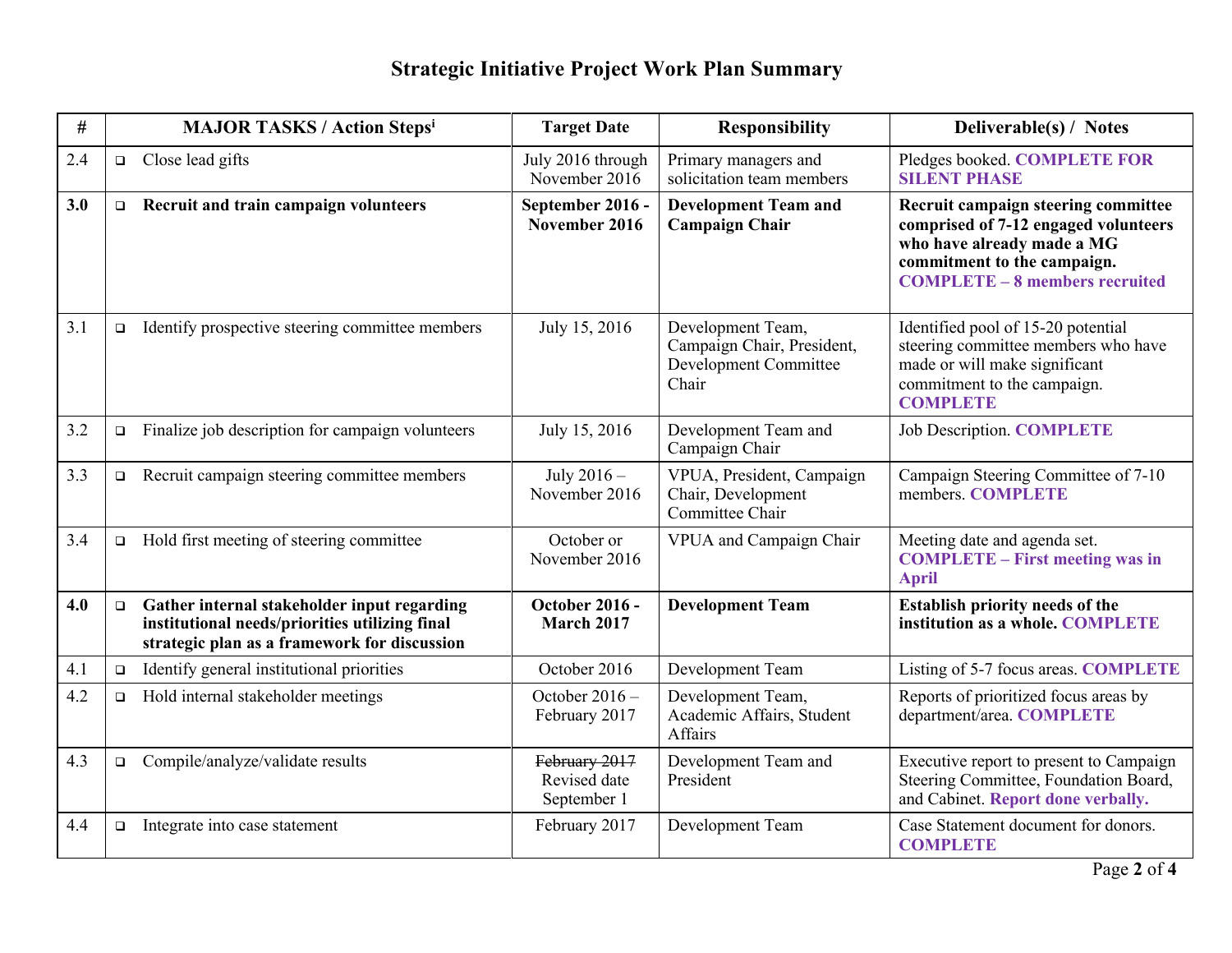# Strategic Initiative Project Work Plan Summary

| # | MAJOR TASKS / Action Steps[i] | Target Date | Responsibility | Deliverable(s) / Notes |
|---|---|---|---|---|
| 2.4 | ❑ Close lead gifts | July 2016 through November 2016 | Primary managers and solicitation team members | Pledges booked. **COMPLETE FOR SILENT PHASE** |
| **3.0** | ❑ **Recruit and train campaign volunteers** | **September 2016 - November 2016** | **Development Team and Campaign Chair** | **Recruit campaign steering committee comprised of 7-12 engaged volunteers who have already made a MG commitment to the campaign. COMPLETE – 8 members recruited** |
| 3.1 | ❑ Identify prospective steering committee members | July 15, 2016 | Development Team, Campaign Chair, President, Development Committee Chair | Identified pool of 15-20 potential steering committee members who have made or will make significant commitment to the campaign. **COMPLETE** |
| 3.2 | ❑ Finalize job description for campaign volunteers | July 15, 2016 | Development Team and Campaign Chair | Job Description. **COMPLETE** |
| 3.3 | ❑ Recruit campaign steering committee members | July 2016 – November 2016 | VPUA, President, Campaign Chair, Development Committee Chair | Campaign Steering Committee of 7-10 members. **COMPLETE** |
| 3.4 | ❑ Hold first meeting of steering committee | October or November 2016 | VPUA and Campaign Chair | Meeting date and agenda set. **COMPLETE – First meeting was in April** |
| **4.0** | ❑ **Gather internal stakeholder input regarding institutional needs/priorities utilizing final strategic plan as a framework for discussion** | **October 2016 - March 2017** | **Development Team** | **Establish priority needs of the institution as a whole. COMPLETE** |
| 4.1 | ❑ Identify general institutional priorities | October 2016 | Development Team | Listing of 5-7 focus areas. **COMPLETE** |
| 4.2 | ❑ Hold internal stakeholder meetings | October 2016 – February 2017 | Development Team, Academic Affairs, Student Affairs | Reports of prioritized focus areas by department/area. **COMPLETE** |
| 4.3 | ❑ Compile/analyze/validate results | ~~February 2017~~ Revised date September 1 | Development Team and President | Executive report to present to Campaign Steering Committee, Foundation Board, and Cabinet. **Report done verbally.** |
| 4.4 | ❑ Integrate into case statement | February 2017 | Development Team | Case Statement document for donors. **COMPLETE** |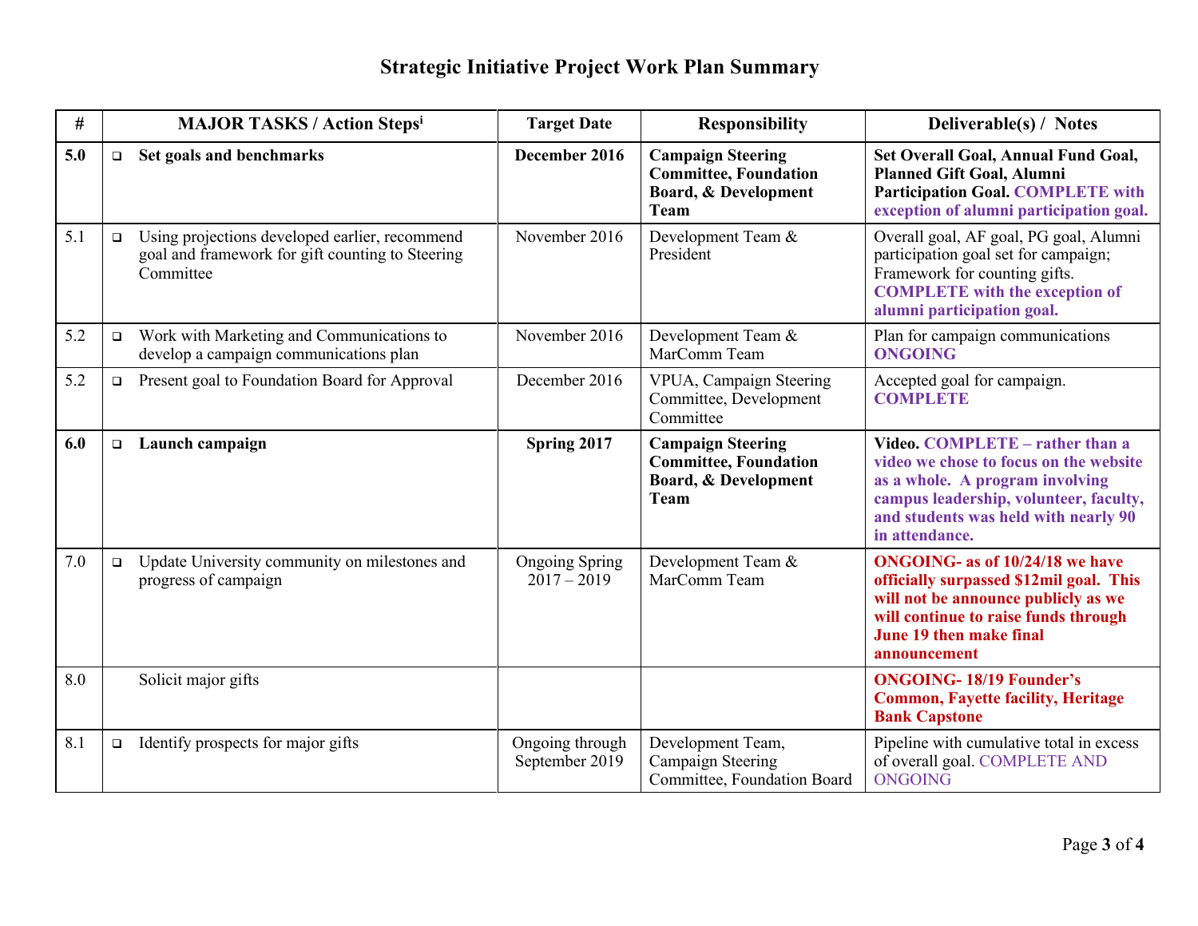# Strategic Initiative Project Work Plan Summary

| # | MAJOR TASKS / Action Steps[i] | Target Date | Responsibility | Deliverable(s) / Notes |
|---|---|---|---|---|
| **5.0** | ❑ **Set goals and benchmarks** | **December 2016** | **Campaign Steering Committee, Foundation Board, & Development Team** | **Set Overall Goal, Annual Fund Goal, Planned Gift Goal, Alumni Participation Goal. COMPLETE with exception of alumni participation goal.** |
| 5.1 | ❑ Using projections developed earlier, recommend goal and framework for gift counting to Steering Committee | November 2016 | Development Team & President | Overall goal, AF goal, PG goal, Alumni participation goal set for campaign; Framework for counting gifts. **COMPLETE with the exception of alumni participation goal.** |
| 5.2 | ❑ Work with Marketing and Communications to develop a campaign communications plan | November 2016 | Development Team & MarComm Team | Plan for campaign communications **ONGOING** |
| 5.2 | ❑ Present goal to Foundation Board for Approval | December 2016 | VPUA, Campaign Steering Committee, Development Committee | Accepted goal for campaign. **COMPLETE** |
| **6.0** | ❑ **Launch campaign** | **Spring 2017** | **Campaign Steering Committee, Foundation Board, & Development Team** | **Video. COMPLETE – rather than a video we chose to focus on the website as a whole. A program involving campus leadership, volunteer, faculty, and students was held with nearly 90 in attendance.** |
| 7.0 | ❑ Update University community on milestones and progress of campaign | Ongoing Spring 2017 – 2019 | Development Team & MarComm Team | **ONGOING- as of 10/24/18 we have officially surpassed $12mil goal. This will not be announce publicly as we will continue to raise funds through June 19 then make final announcement** |
| 8.0 | Solicit major gifts | | | **ONGOING- 18/19 Founder's Common, Fayette facility, Heritage Bank Capstone** |
| 8.1 | ❑ Identify prospects for major gifts | Ongoing through September 2019 | Development Team, Campaign Steering Committee, Foundation Board | Pipeline with cumulative total in excess of overall goal. COMPLETE AND ONGOING |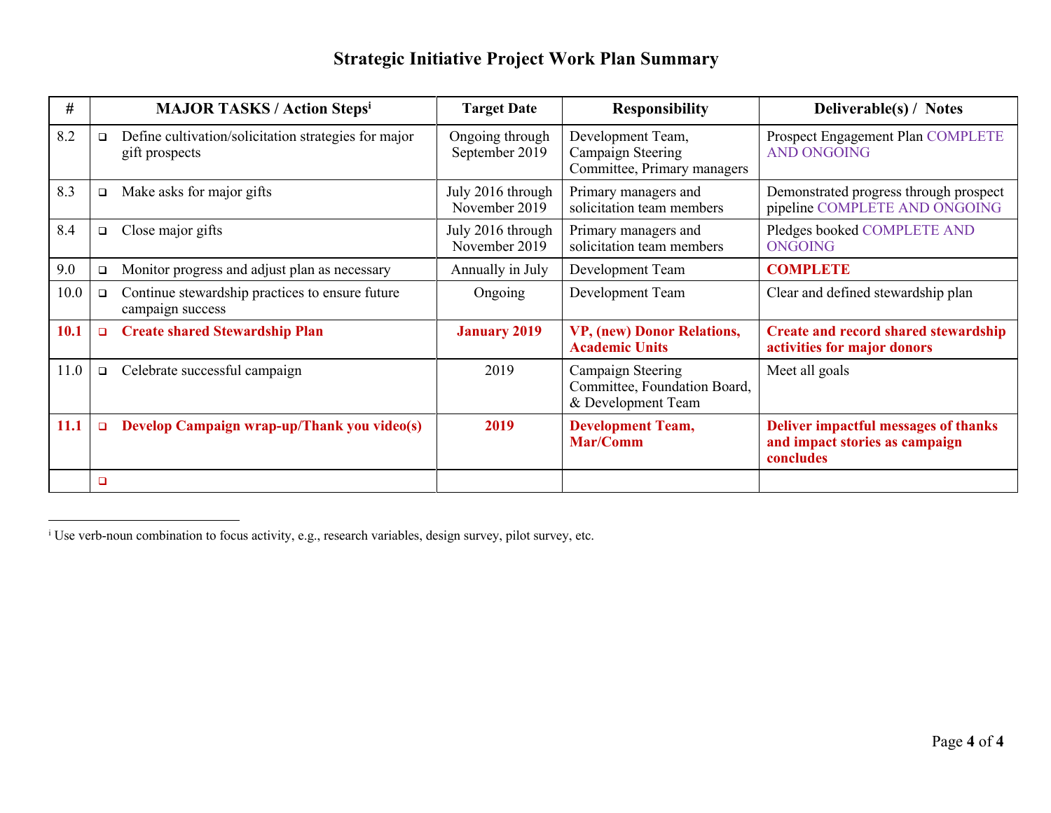# Strategic Initiative Project Work Plan Summary

| # | MAJOR TASKS / Action Steps[i] | Target Date | Responsibility | Deliverable(s) / Notes |
|---|---|---|---|---|
| 8.2 | ❑ Define cultivation/solicitation strategies for major gift prospects | Ongoing through September 2019 | Development Team, Campaign Steering Committee, Primary managers | Prospect Engagement Plan COMPLETE AND ONGOING |
| 8.3 | ❑ Make asks for major gifts | July 2016 through November 2019 | Primary managers and solicitation team members | Demonstrated progress through prospect pipeline COMPLETE AND ONGOING |
| 8.4 | ❑ Close major gifts | July 2016 through November 2019 | Primary managers and solicitation team members | Pledges booked COMPLETE AND ONGOING |
| 9.0 | ❑ Monitor progress and adjust plan as necessary | Annually in July | Development Team | **COMPLETE** |
| 10.0 | ❑ Continue stewardship practices to ensure future campaign success | Ongoing | Development Team | Clear and defined stewardship plan |
| **10.1** | ❑ **Create shared Stewardship Plan** | **January 2019** | **VP, (new) Donor Relations, Academic Units** | **Create and record shared stewardship activities for major donors** |
| 11.0 | ❑ Celebrate successful campaign | 2019 | Campaign Steering Committee, Foundation Board, & Development Team | Meet all goals |
| **11.1** | ❑ **Develop Campaign wrap-up/Thank you video(s)** | **2019** | **Development Team, Mar/Comm** | **Deliver impactful messages of thanks and impact stories as campaign concludes** |
| | ❑ | | | |

[i] Use verb-noun combination to focus activity, e.g., research variables, design survey, pilot survey, etc.